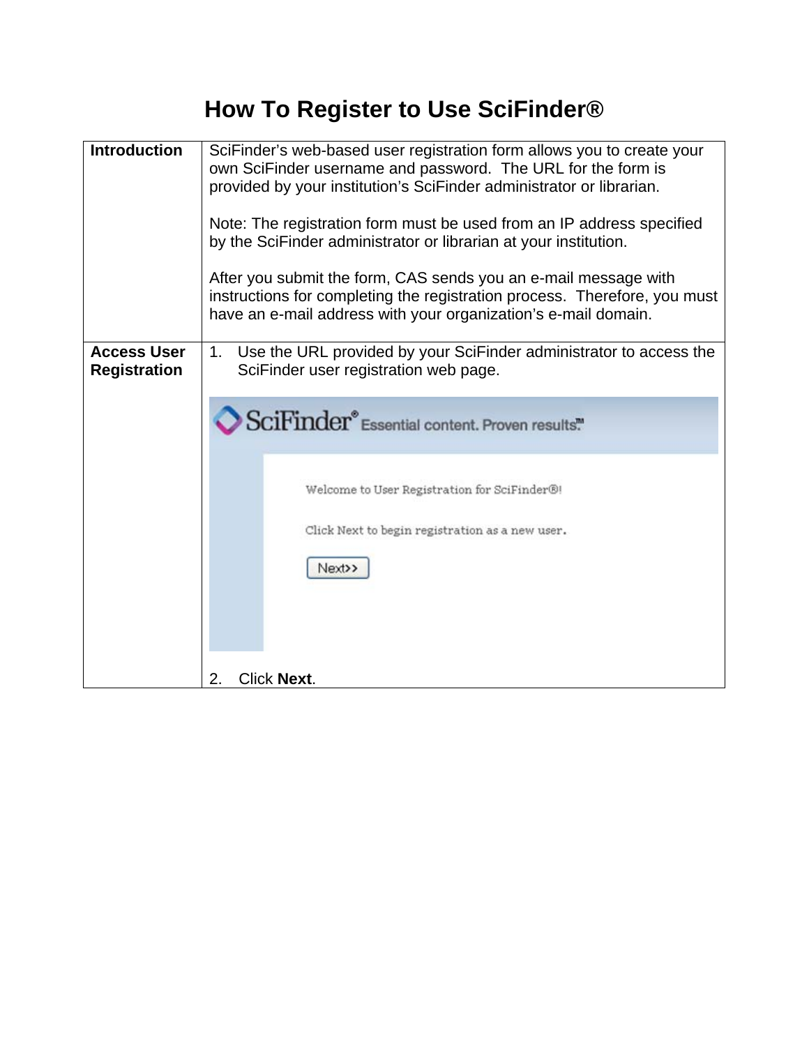# How To Register to Use SciFinder®

| | |
|---|---|
| **Introduction** | SciFinder's web-based user registration form allows you to create your own SciFinder username and password. The URL for the form is provided by your institution's SciFinder administrator or librarian.<br><br>Note: The registration form must be used from an IP address specified by the SciFinder administrator or librarian at your institution.<br><br>After you submit the form, CAS sends you an e-mail message with instructions for completing the registration process. Therefore, you must have an e-mail address with your organization's e-mail domain. |
| **Access User Registration** | 1. Use the URL provided by your SciFinder administrator to access the SciFinder user registration web page.<br><br>SciFinder® Essential content. Proven results.™<br><br>Welcome to User Registration for SciFinder®!<br><br>Click Next to begin registration as a new user.<br><br>Next>><br><br>2. Click **Next**. |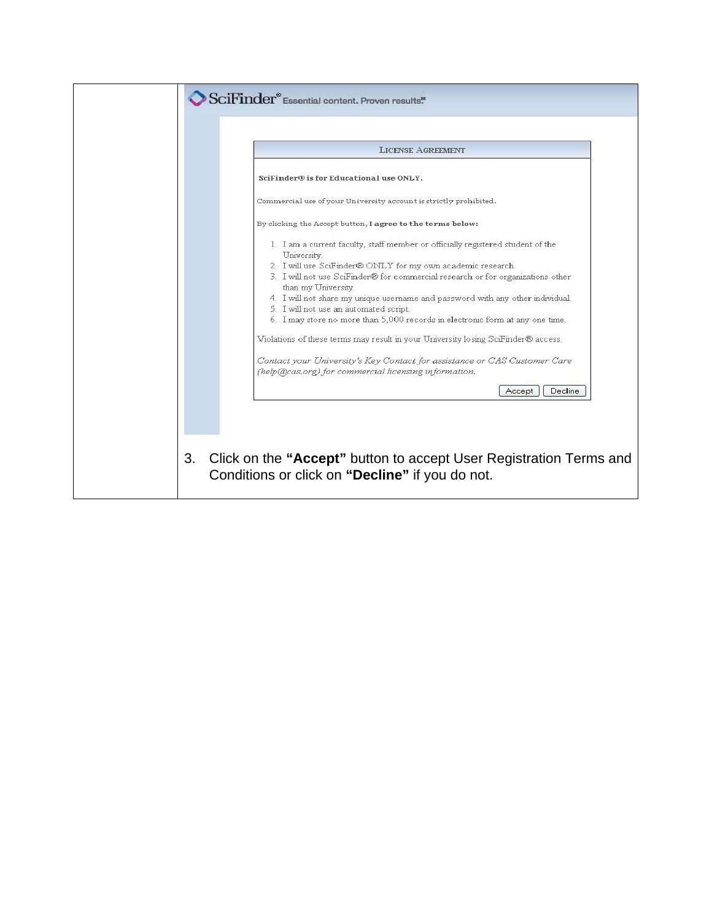SciFinder® Essential content. Proven results.™

**LICENSE AGREEMENT**

**SciFinder® is for Educational use ONLY.**

Commercial use of your University account is strictly prohibited.

By clicking the Accept button, **I agree to the terms below:**

1. I am a current faculty, staff member or officially registered student of the University.
2. I will use SciFinder® ONLY for my own academic research.
3. I will not use SciFinder® for commercial research or for organizations other than my University.
4. I will not share my unique username and password with any other individual.
5. I will not use an automated script.
6. I may store no more than 5,000 records in electronic form at any one time.

Violations of these terms may result in your University losing SciFinder® access.

*Contact your University's Key Contact for assistance or CAS Customer Care (help@cas.org) for commercial licensing information.*

Accept | Decline

3. Click on the **"Accept"** button to accept User Registration Terms and Conditions or click on **"Decline"** if you do not.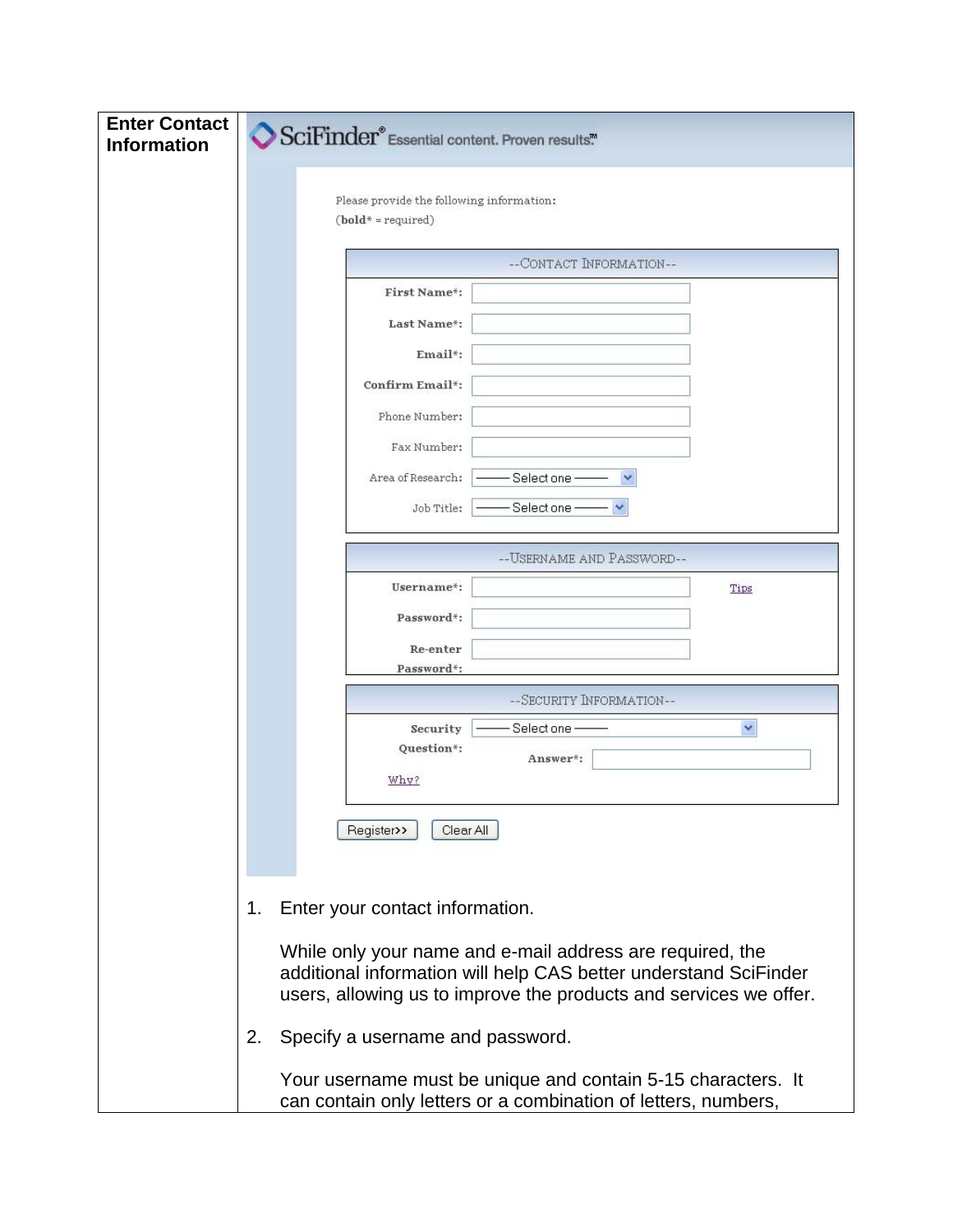| Enter Contact Information | |
|---|---|
| | SciFinder® Essential content. Proven results.™<br><br>Please provide the following information:<br>(**bold*** = required)<br><br>--CONTACT INFORMATION--<br>**First Name***:<br>**Last Name***:<br>**Email***:<br>**Confirm Email***:<br>Phone Number:<br>Fax Number:<br>Area of Research: —— Select one ——<br>Job Title: —— Select one ——<br><br>--USERNAME AND PASSWORD--<br>**Username***: Tips<br>**Password***:<br>**Re-enter Password***:<br><br>--SECURITY INFORMATION--<br>**Security Question***: —— Select one ——<br>**Answer***:<br>Why?<br><br>Register>> Clear All |
| | 1. Enter your contact information.<br><br>While only your name and e-mail address are required, the additional information will help CAS better understand SciFinder users, allowing us to improve the products and services we offer.<br><br>2. Specify a username and password.<br><br>Your username must be unique and contain 5-15 characters. It can contain only letters or a combination of letters, numbers, |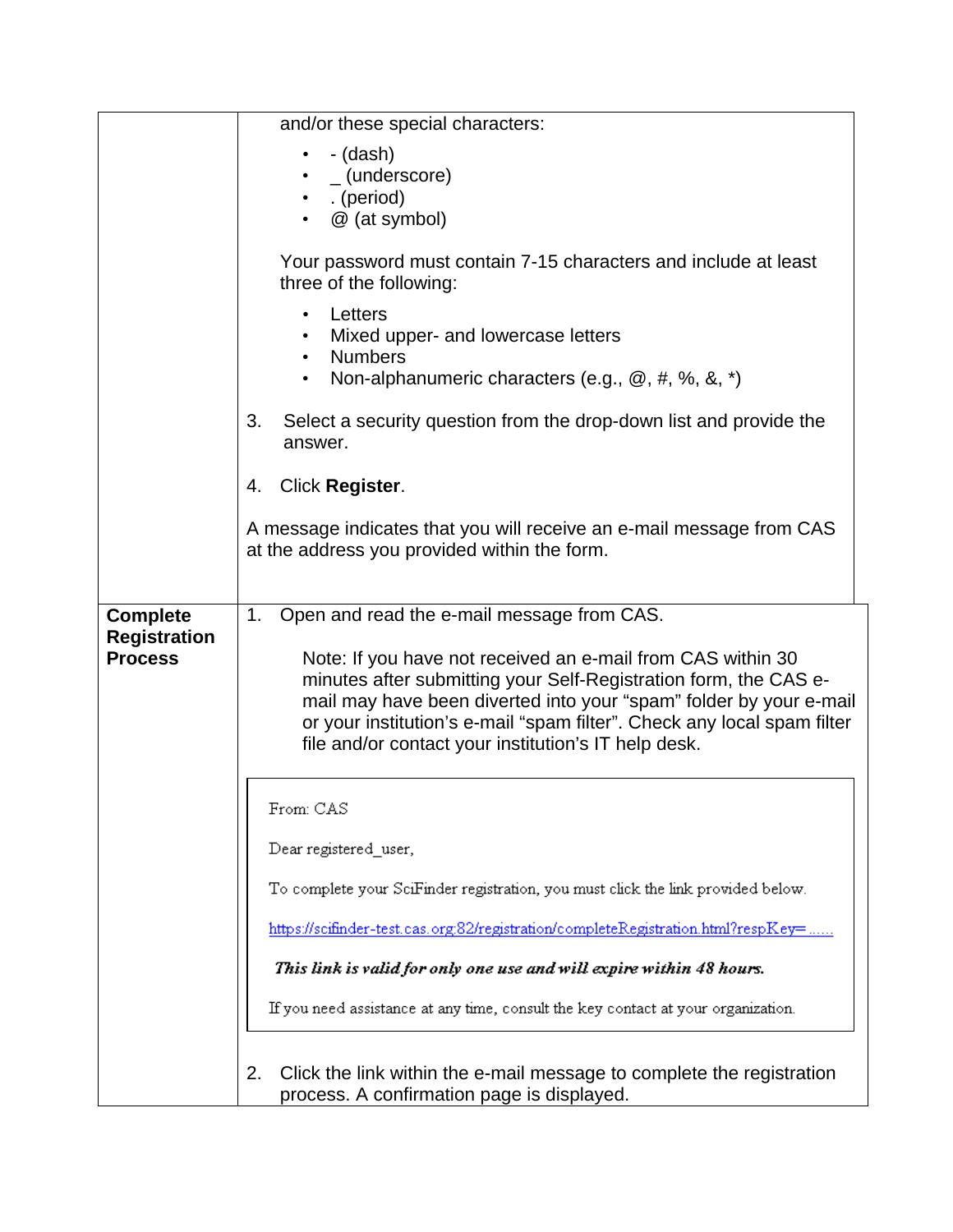| | |
|---|---|
| | and/or these special characters:<br><br>• - (dash)<br>• _ (underscore)<br>• . (period)<br>• @ (at symbol)<br><br>Your password must contain 7-15 characters and include at least three of the following:<br><br>• Letters<br>• Mixed upper- and lowercase letters<br>• Numbers<br>• Non-alphanumeric characters (e.g., @, #, %, &, *)<br><br>3. Select a security question from the drop-down list and provide the answer.<br><br>4. Click **Register**.<br><br>A message indicates that you will receive an e-mail message from CAS at the address you provided within the form. |
| **Complete Registration Process** | 1. Open and read the e-mail message from CAS.<br><br>Note: If you have not received an e-mail from CAS within 30 minutes after submitting your Self-Registration form, the CAS e-mail may have been diverted into your “spam” folder by your e-mail or your institution’s e-mail “spam filter”. Check any local spam filter file and/or contact your institution’s IT help desk.<br><br>From: CAS<br><br>Dear registered_user,<br><br>To complete your SciFinder registration, you must click the link provided below.<br><br>https://scifinder-test.cas.org:82/registration/completeRegistration.html?respKey=......<br><br>***This link is valid for only one use and will expire within 48 hours.***<br><br>If you need assistance at any time, consult the key contact at your organization.<br><br>2. Click the link within the e-mail message to complete the registration process. A confirmation page is displayed. |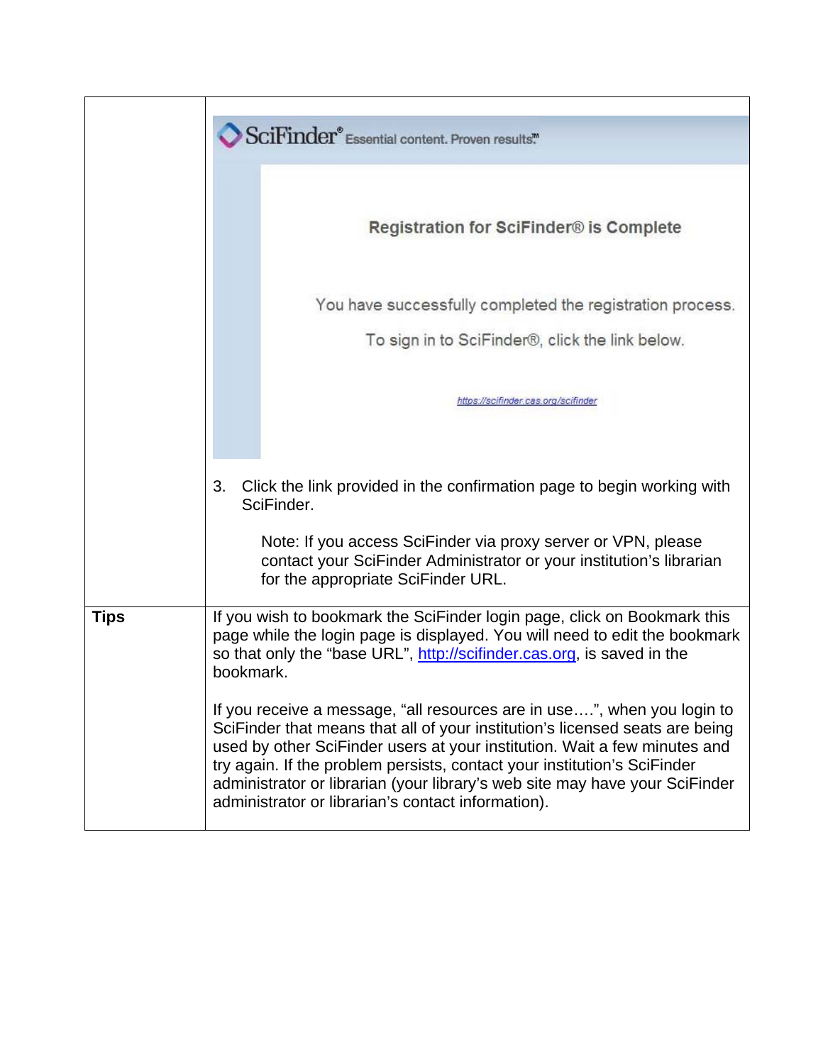| | |
|---|---|
| | SciFinder® Essential content. Proven results.™<br><br>Registration for SciFinder® is Complete<br><br>You have successfully completed the registration process.<br><br>To sign in to SciFinder®, click the link below.<br><br>https://scifinder.cas.org/scifinder<br><br>3. Click the link provided in the confirmation page to begin working with SciFinder.<br><br>Note: If you access SciFinder via proxy server or VPN, please contact your SciFinder Administrator or your institution's librarian for the appropriate SciFinder URL. |
| **Tips** | If you wish to bookmark the SciFinder login page, click on Bookmark this page while the login page is displayed. You will need to edit the bookmark so that only the "base URL", http://scifinder.cas.org, is saved in the bookmark.<br><br>If you receive a message, "all resources are in use….", when you login to SciFinder that means that all of your institution's licensed seats are being used by other SciFinder users at your institution. Wait a few minutes and try again. If the problem persists, contact your institution's SciFinder administrator or librarian (your library's web site may have your SciFinder administrator or librarian's contact information). |